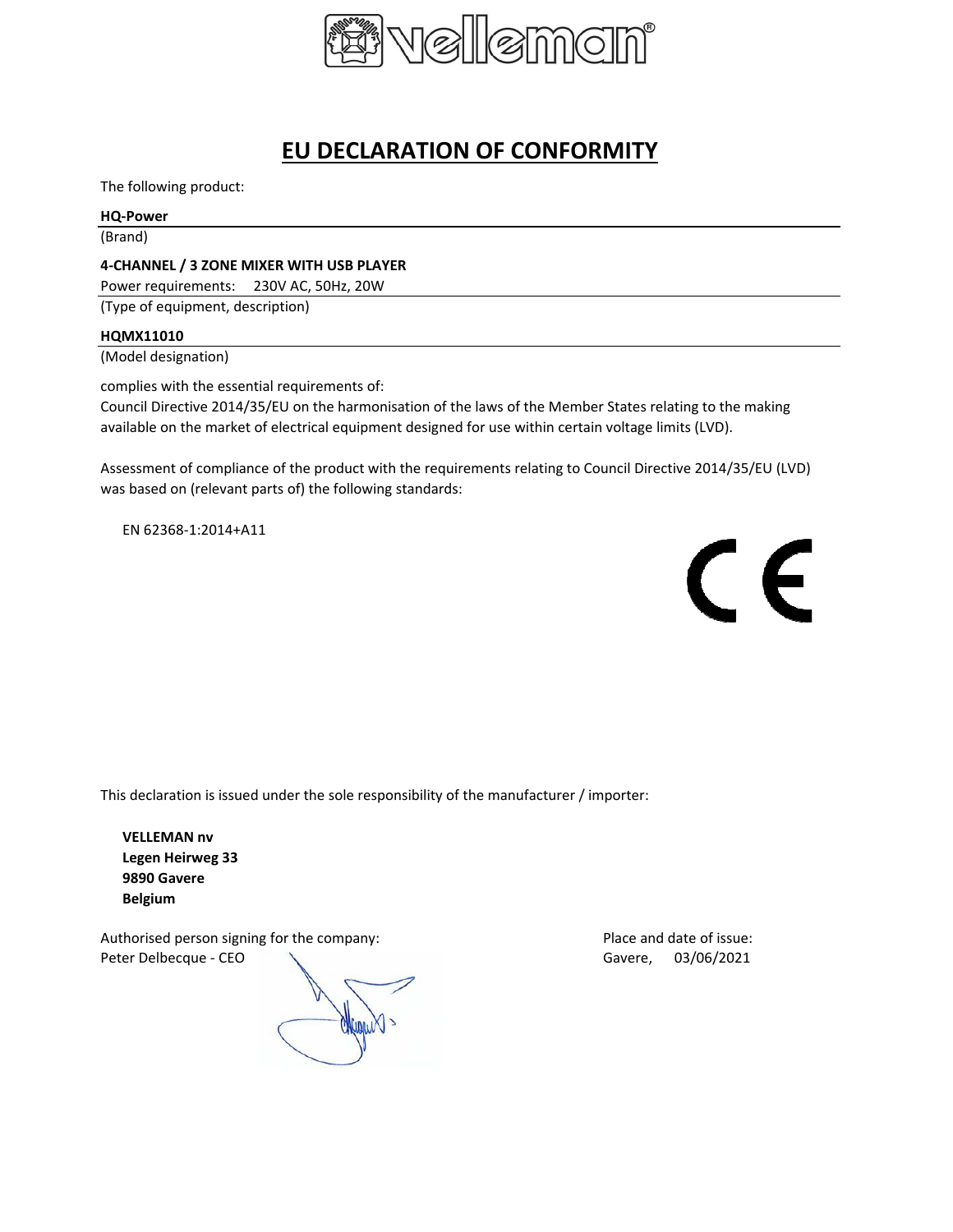# EU DECLARATION OF CONFORMITY

The following product:

**HQ-Power**

(Brand)

**4-CHANNEL / 3 ZONE MIXER WITH USB PLAYER**

Power requirements: 230V AC, 50Hz, 20W

(Type of equipment, description)

**HQMX11010**

(Model designation)

complies with the essential requirements of:
Council Directive 2014/35/EU on the harmonisation of the laws of the Member States relating to the making available on the market of electrical equipment designed for use within certain voltage limits (LVD).

Assessment of compliance of the product with the requirements relating to Council Directive 2014/35/EU (LVD) was based on (relevant parts of) the following standards:

EN 62368-1:2014+A11

This declaration is issued under the sole responsibility of the manufacturer / importer:

**VELLEMAN nv**
**Legen Heirweg 33**
**9890 Gavere**
**Belgium**

Authorised person signing for the company:
Peter Delbecque - CEO

Place and date of issue:
Gavere, 03/06/2021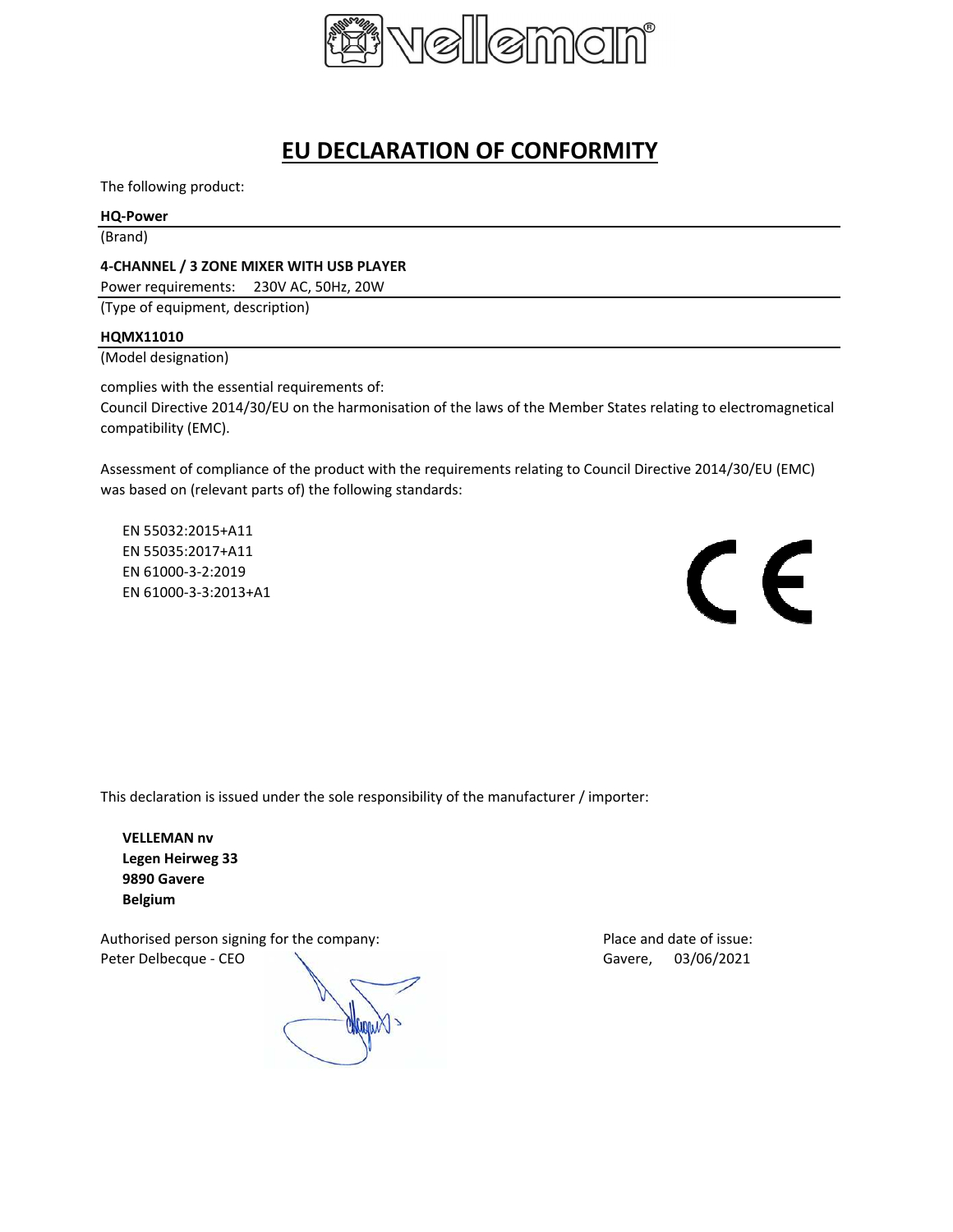# EU DECLARATION OF CONFORMITY

The following product:

**HQ-Power**

(Brand)

**4-CHANNEL / 3 ZONE MIXER WITH USB PLAYER**

Power requirements: 230V AC, 50Hz, 20W

(Type of equipment, description)

**HQMX11010**

(Model designation)

complies with the essential requirements of:
Council Directive 2014/30/EU on the harmonisation of the laws of the Member States relating to electromagnetical compatibility (EMC).

Assessment of compliance of the product with the requirements relating to Council Directive 2014/30/EU (EMC) was based on (relevant parts of) the following standards:

EN 55032:2015+A11
EN 55035:2017+A11
EN 61000-3-2:2019
EN 61000-3-3:2013+A1

This declaration is issued under the sole responsibility of the manufacturer / importer:

**VELLEMAN nv**
**Legen Heirweg 33**
**9890 Gavere**
**Belgium**

Authorised person signing for the company:
Peter Delbecque - CEO

Place and date of issue:
Gavere, 03/06/2021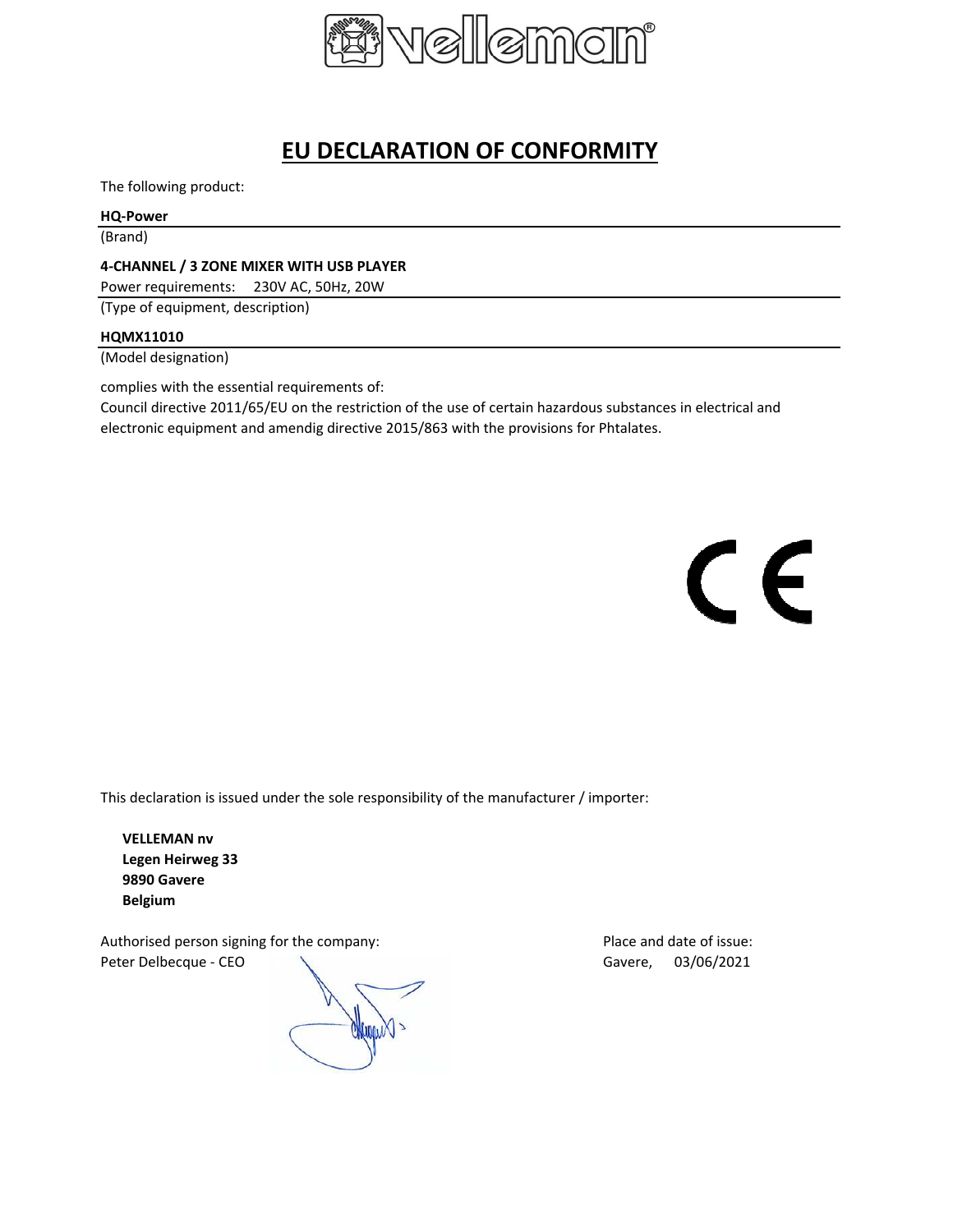# EU DECLARATION OF CONFORMITY

The following product:

**HQ-Power**

(Brand)

**4-CHANNEL / 3 ZONE MIXER WITH USB PLAYER**

Power requirements: 230V AC, 50Hz, 20W

(Type of equipment, description)

**HQMX11010**

(Model designation)

complies with the essential requirements of:

Council directive 2011/65/EU on the restriction of the use of certain hazardous substances in electrical and electronic equipment and amendig directive 2015/863 with the provisions for Phtalates.

CE

This declaration is issued under the sole responsibility of the manufacturer / importer:

**VELLEMAN nv**
**Legen Heirweg 33**
**9890 Gavere**
**Belgium**

Authorised person signing for the company:
Peter Delbecque - CEO

Place and date of issue:
Gavere, 03/06/2021